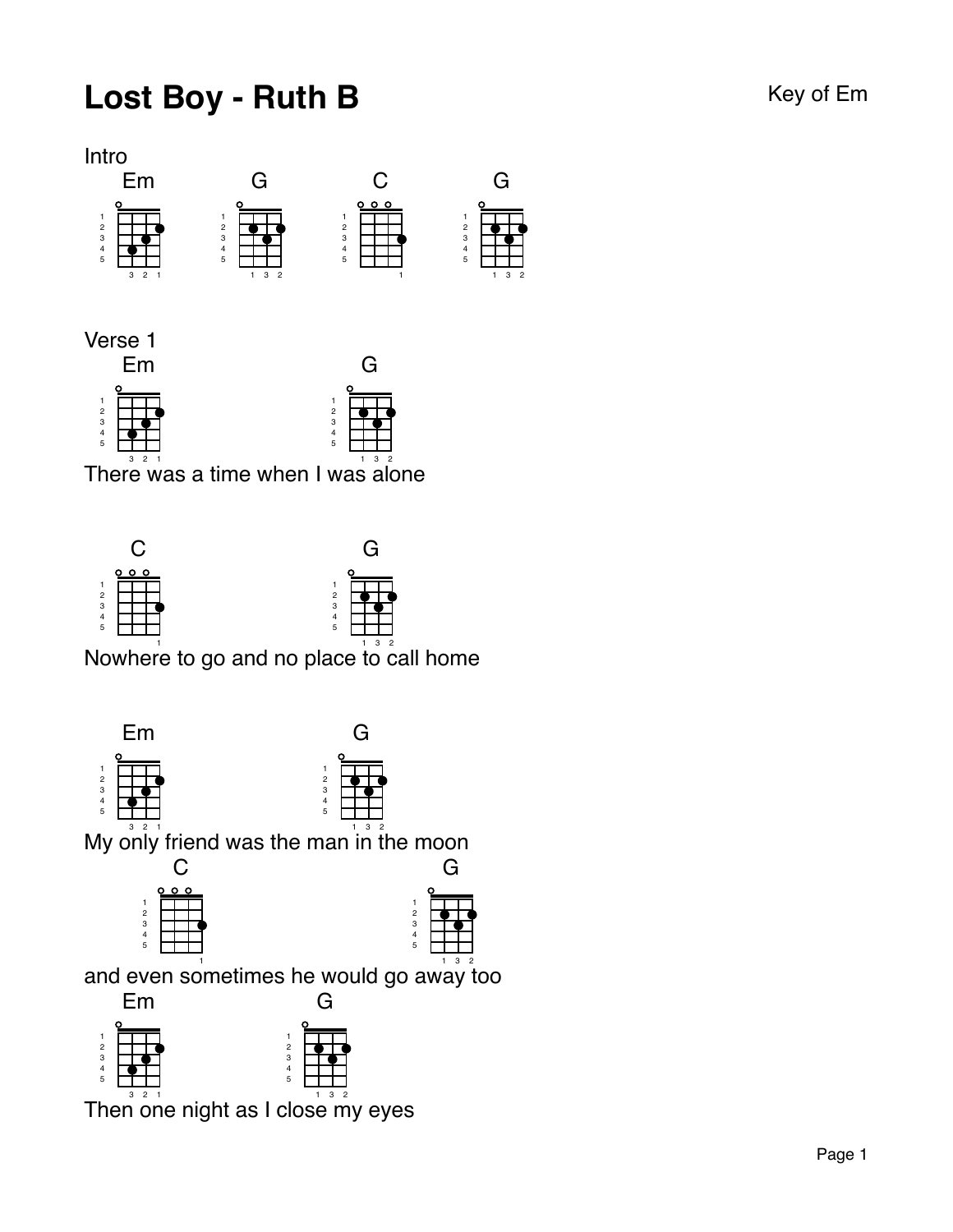# Lost Boy - Ruth B

Key of Em

Intro

Em G C G

Verse 1

Em G
There was a time when I was alone

C G
Nowhere to go and no place to call home

Em G
My only friend was the man in the moon

C G
and even sometimes he would go away too

Em G
Then one night as I close my eyes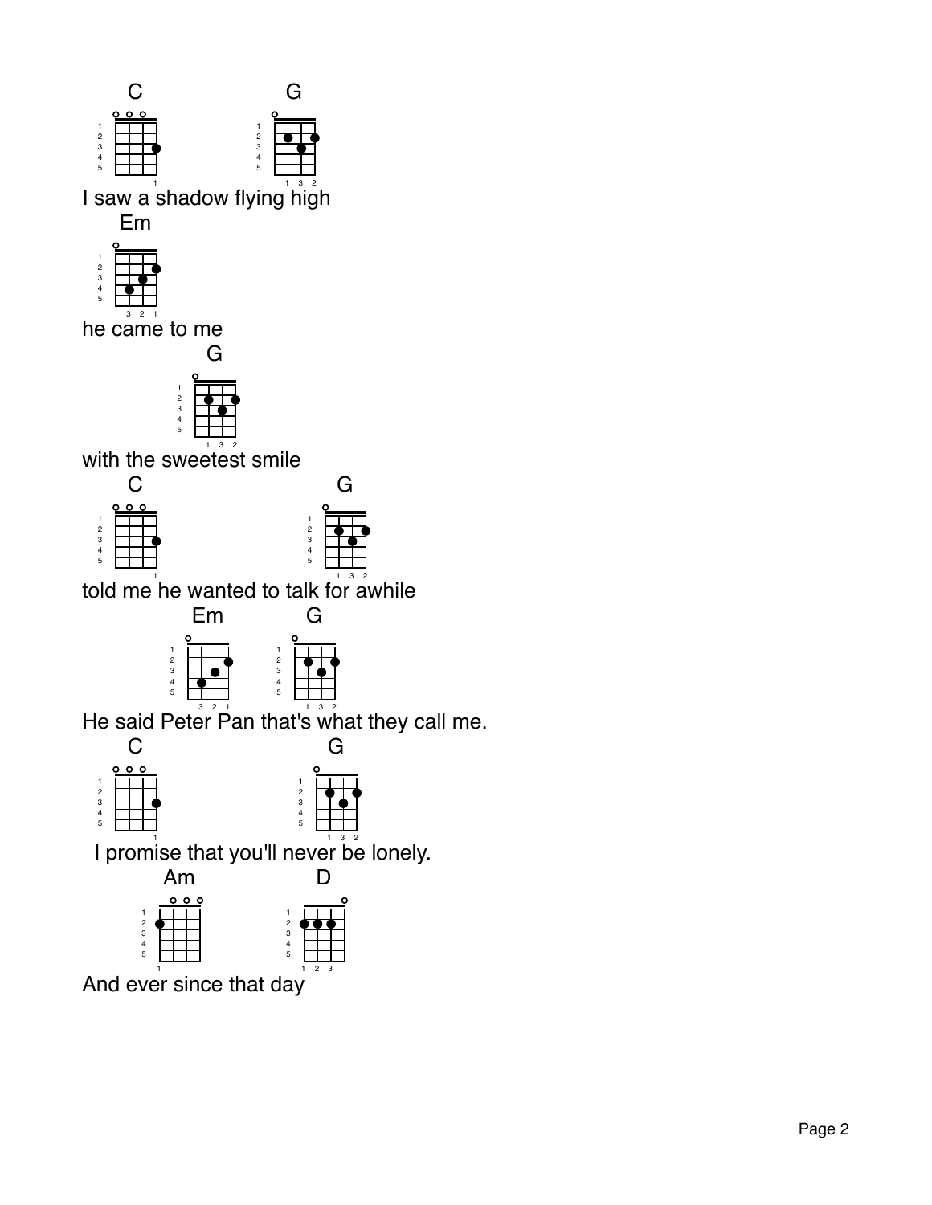```
C                G
I saw a shadow flying high
   Em
he came to me
            G
with the sweetest smile
   C                    G
told me he wanted to talk for awhile
          Em        G
He said Peter Pan that's what they call me.
   C                  G
 I promise that you'll never be lonely.
     Am           D
And ever since that day
```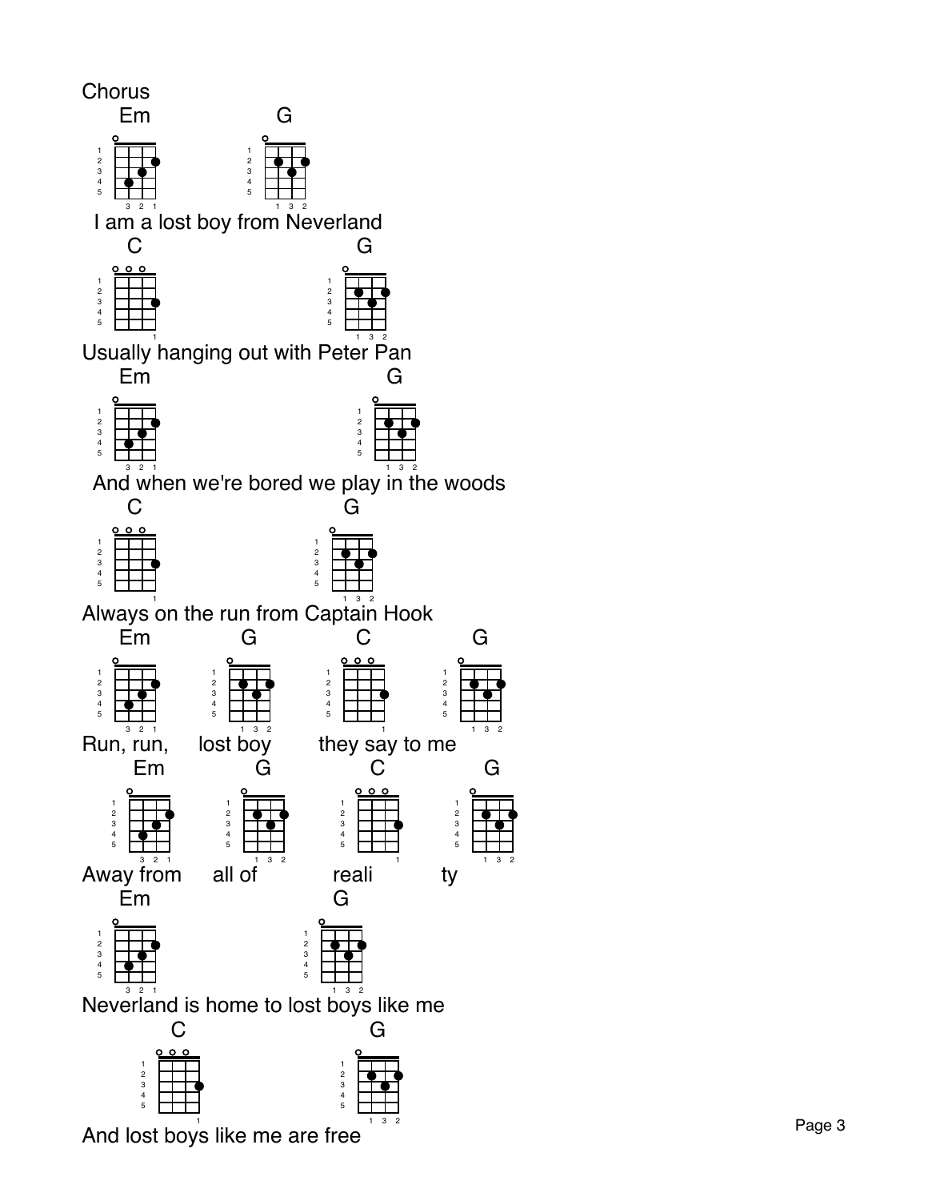Chorus

```
     Em                  G
 I am a lost boy from Neverland
     C                            G
Usually hanging out with Peter Pan
     Em                               G
 And when we're bored we play in the woods
     C                          G
Always on the run from Captain Hook
     Em          G            C             G
Run, run,     lost boy       they say to me
       Em          G              C               G
Away from     all of            reali           ty
     Em                        G
Neverland is home to lost boys like me
           C                      G
And lost boys like me are free
```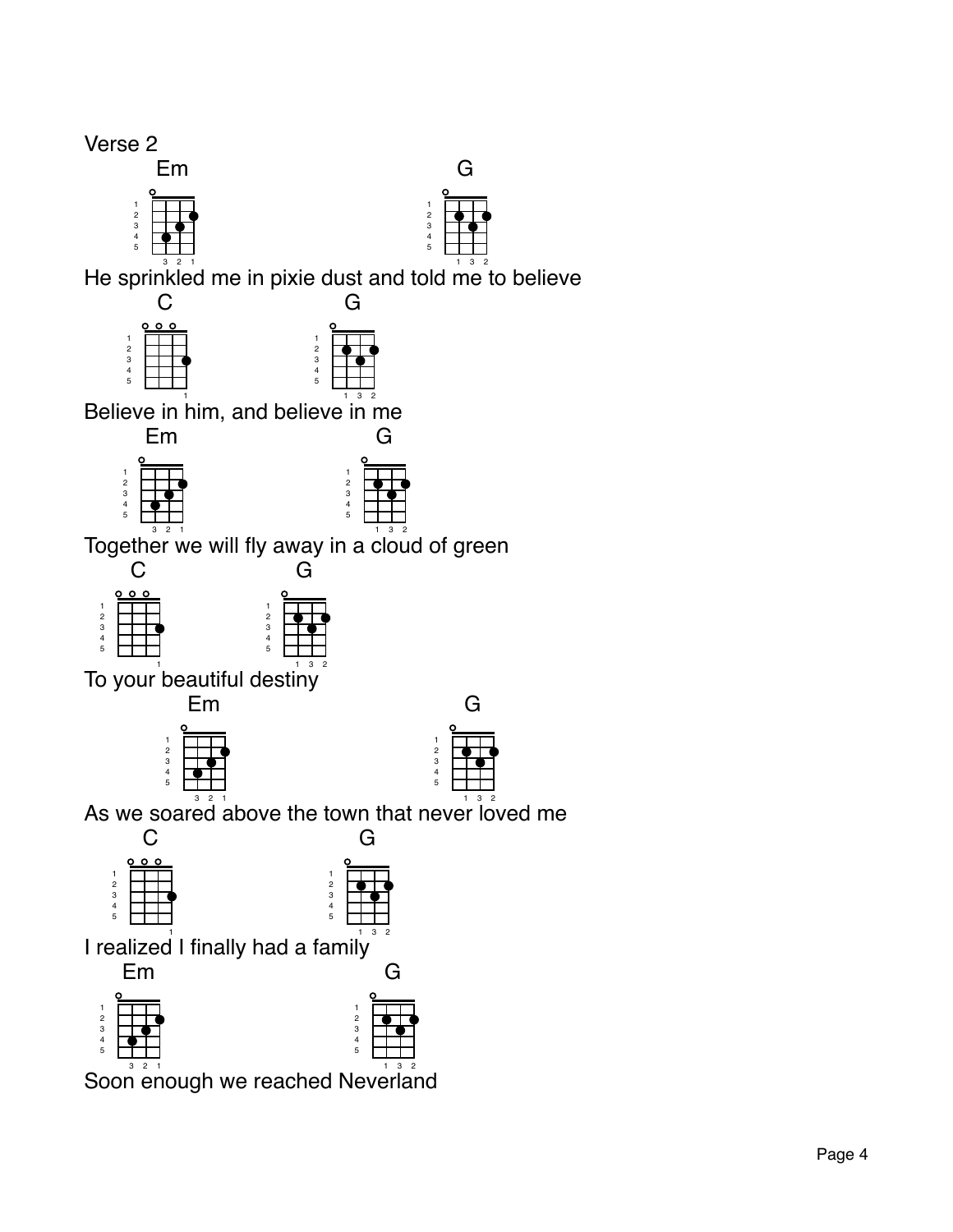Verse 2

Em G
He sprinkled me in pixie dust and told me to believe

C G
Believe in him, and believe in me

Em G
Together we will fly away in a cloud of green

C G
To your beautiful destiny

Em G
As we soared above the town that never loved me

C G
I realized I finally had a family

Em G
Soon enough we reached Neverland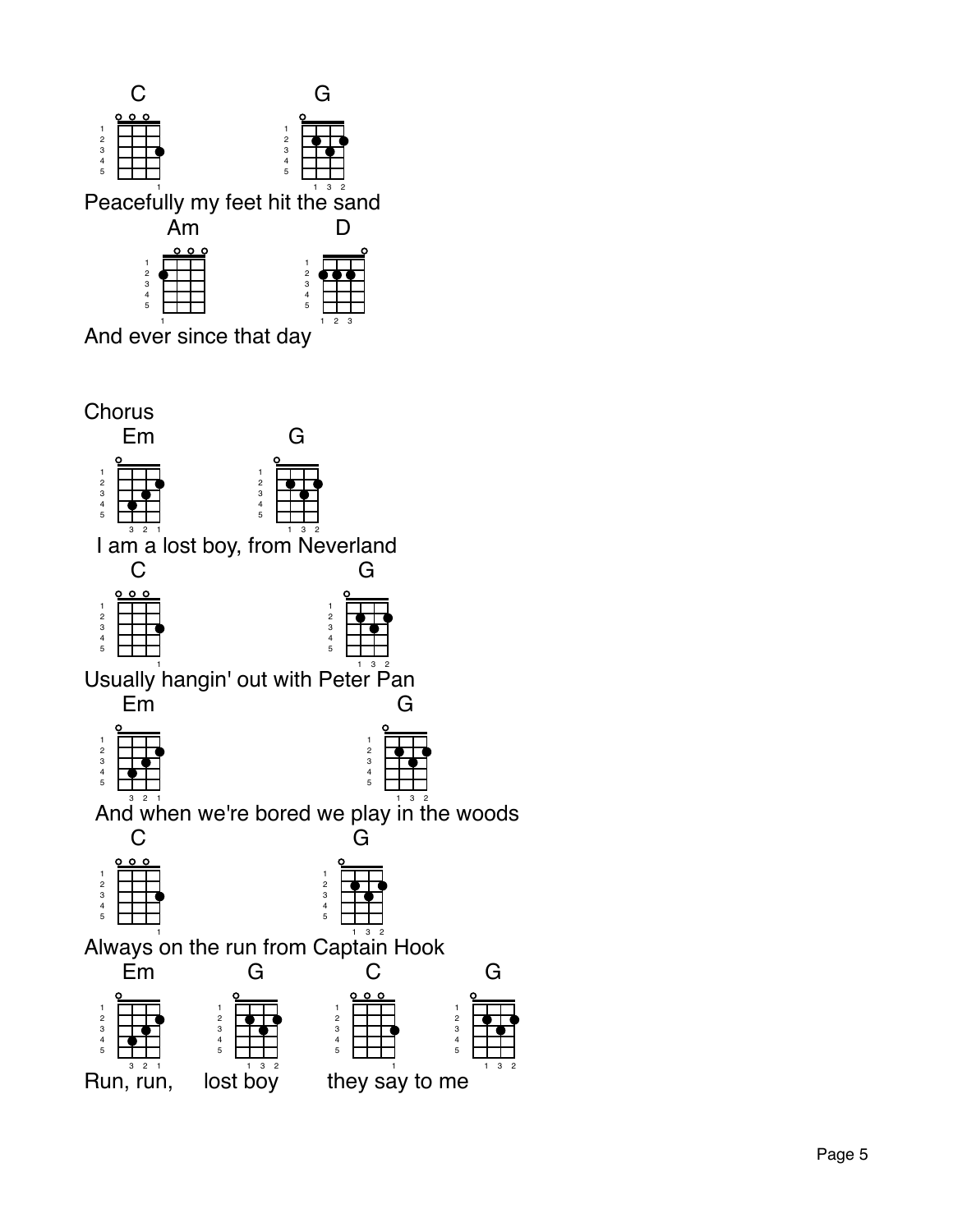C G

Peacefully my feet hit the sand

Am D

And ever since that day

Chorus

Em G

I am a lost boy, from Neverland

C G

Usually hangin' out with Peter Pan

Em G

And when we're bored we play in the woods

C G

Always on the run from Captain Hook

Em G C G

Run, run, lost boy they say to me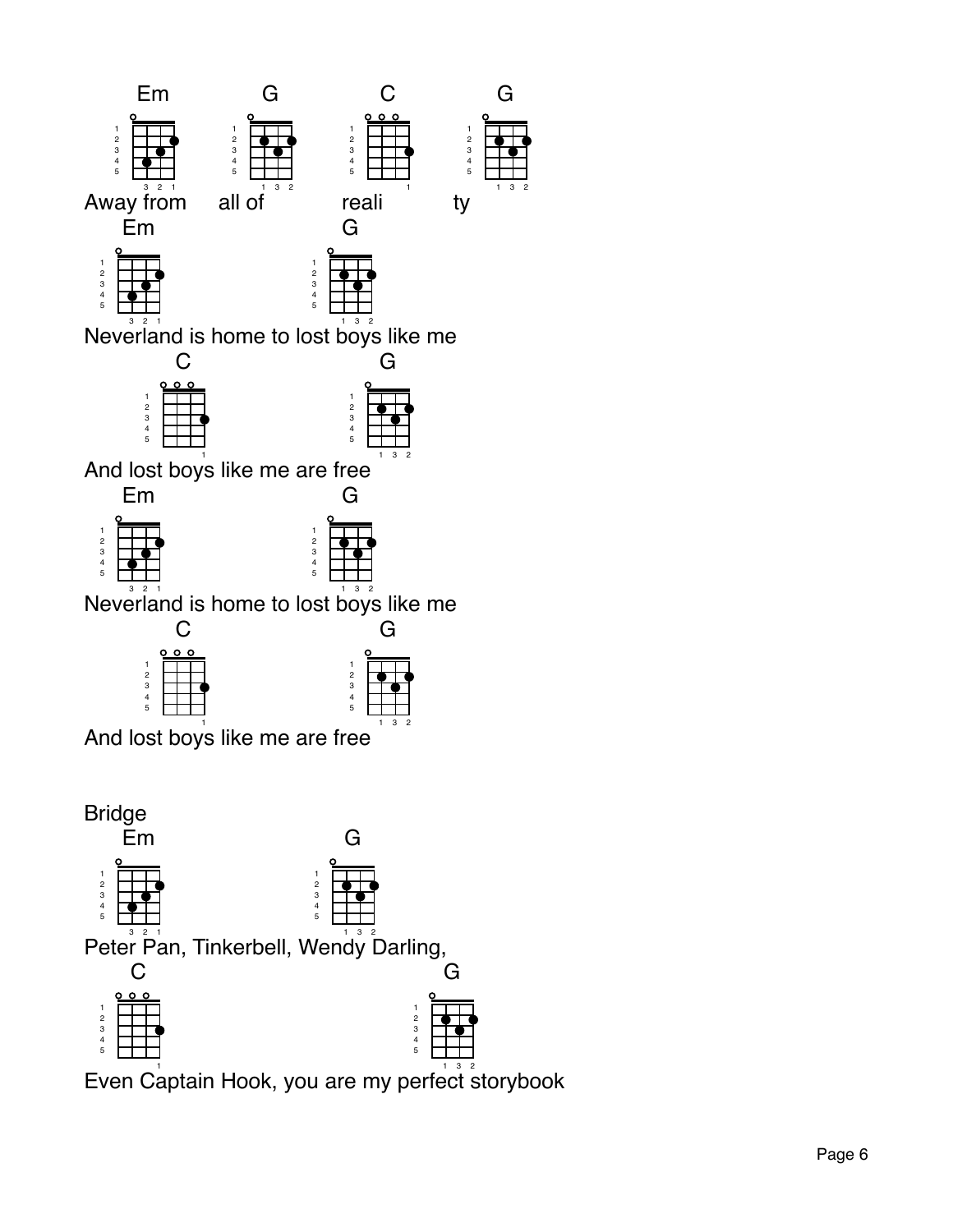Em G C G
Away from all of reali ty

Em G
Neverland is home to lost boys like me

C G
And lost boys like me are free

Em G
Neverland is home to lost boys like me

C G
And lost boys like me are free

Bridge

Em G
Peter Pan, Tinkerbell, Wendy Darling,

C G
Even Captain Hook, you are my perfect storybook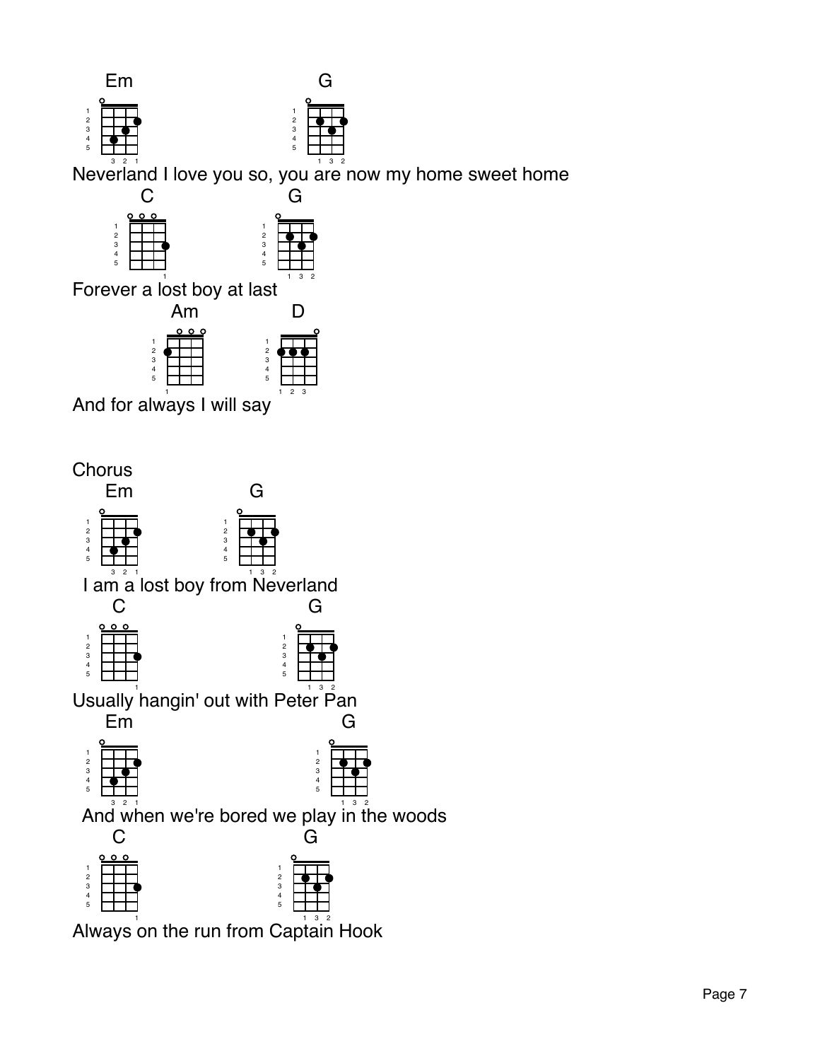Em G
Neverland I love you so, you are now my home sweet home

C G
Forever a lost boy at last

Am D
And for always I will say

Chorus

Em G
I am a lost boy from Neverland

C G
Usually hangin' out with Peter Pan

Em G
And when we're bored we play in the woods

C G
Always on the run from Captain Hook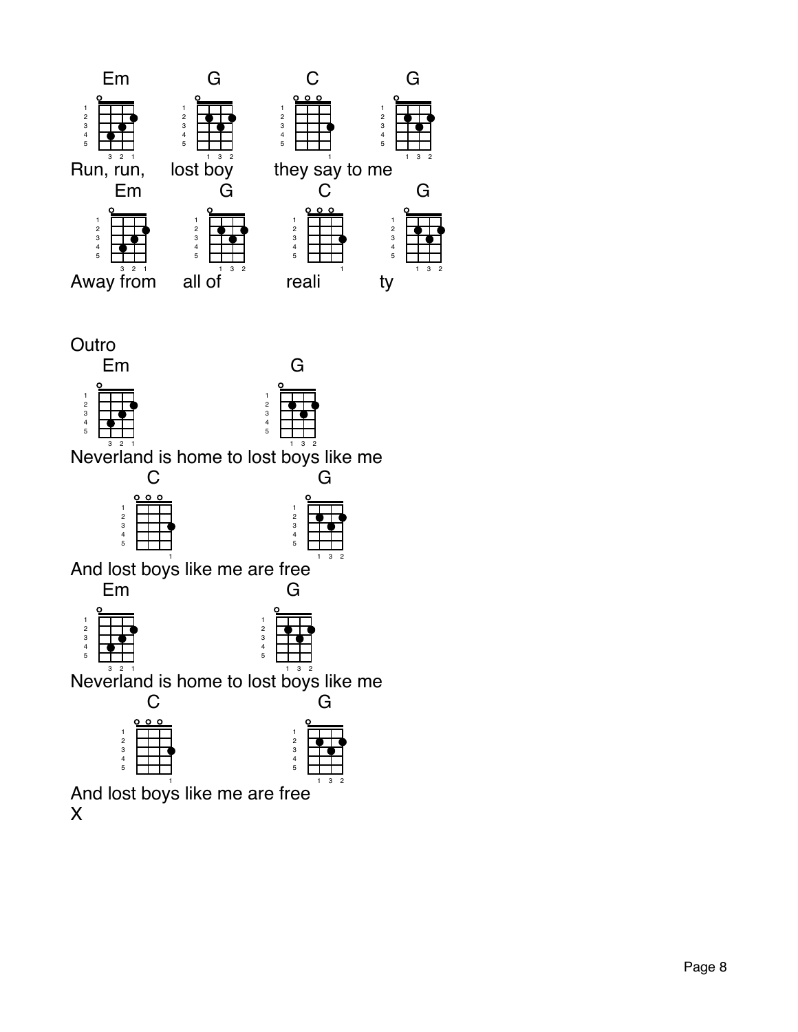Em G C G

Run, run, lost boy they say to me

Em G C G

Away from all of reali ty

Outro

Em G

Neverland is home to lost boys like me

C G

And lost boys like me are free

Em G

Neverland is home to lost boys like me

C G

And lost boys like me are free

X